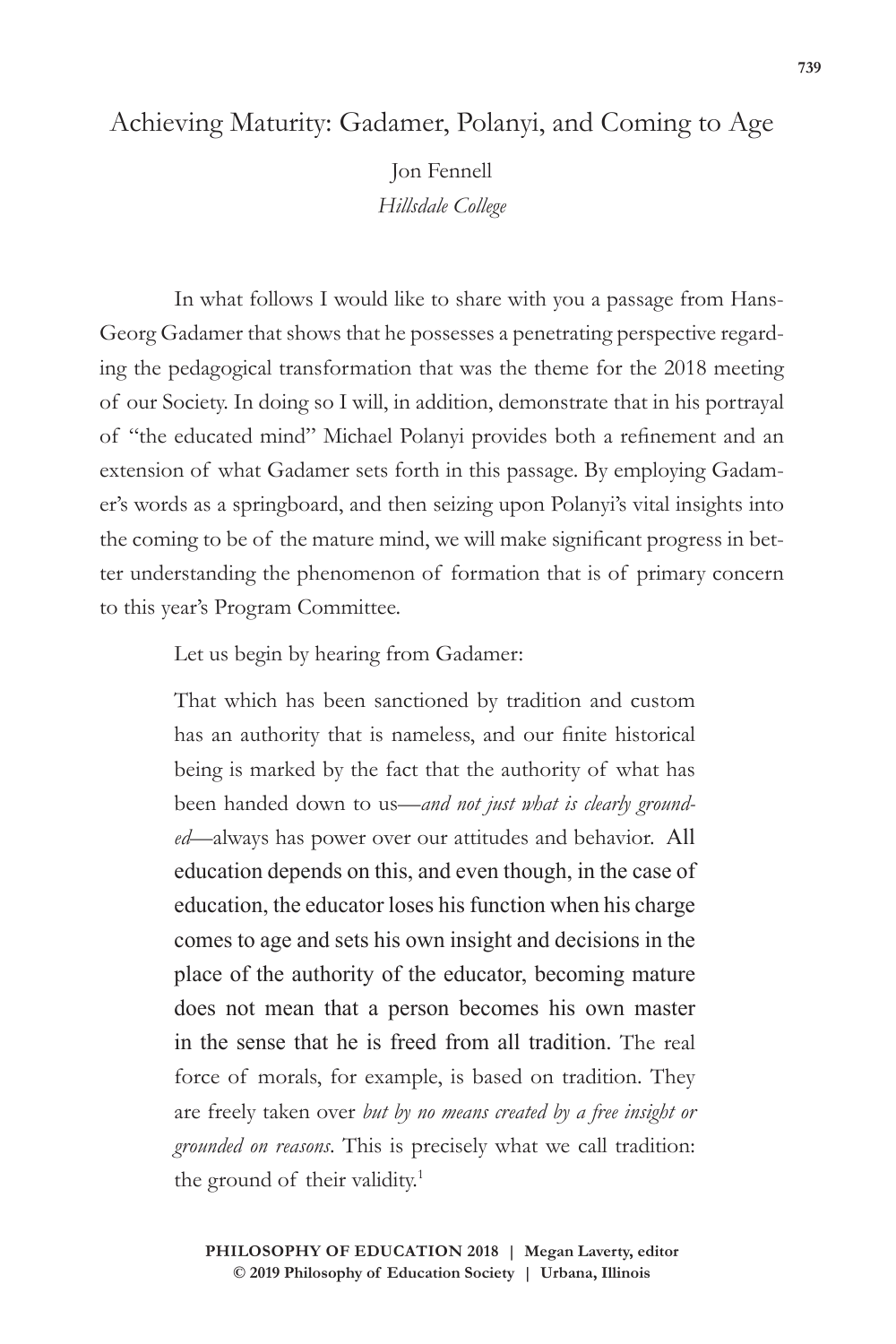# Achieving Maturity: Gadamer, Polanyi, and Coming to Age

Jon Fennell
*Hillsdale College*

In what follows I would like to share with you a passage from Hans-Georg Gadamer that shows that he possesses a penetrating perspective regarding the pedagogical transformation that was the theme for the 2018 meeting of our Society. In doing so I will, in addition, demonstrate that in his portrayal of "the educated mind" Michael Polanyi provides both a refinement and an extension of what Gadamer sets forth in this passage. By employing Gadamer's words as a springboard, and then seizing upon Polanyi's vital insights into the coming to be of the mature mind, we will make significant progress in better understanding the phenomenon of formation that is of primary concern to this year's Program Committee.

Let us begin by hearing from Gadamer:

> That which has been sanctioned by tradition and custom has an authority that is nameless, and our finite historical being is marked by the fact that the authority of what has been handed down to us—*and not just what is clearly grounded*—always has power over our attitudes and behavior. All education depends on this, and even though, in the case of education, the educator loses his function when his charge comes to age and sets his own insight and decisions in the place of the authority of the educator, becoming mature does not mean that a person becomes his own master in the sense that he is freed from all tradition. The real force of morals, for example, is based on tradition. They are freely taken over *but by no means created by a free insight or grounded on reasons*. This is precisely what we call tradition: the ground of their validity.[1]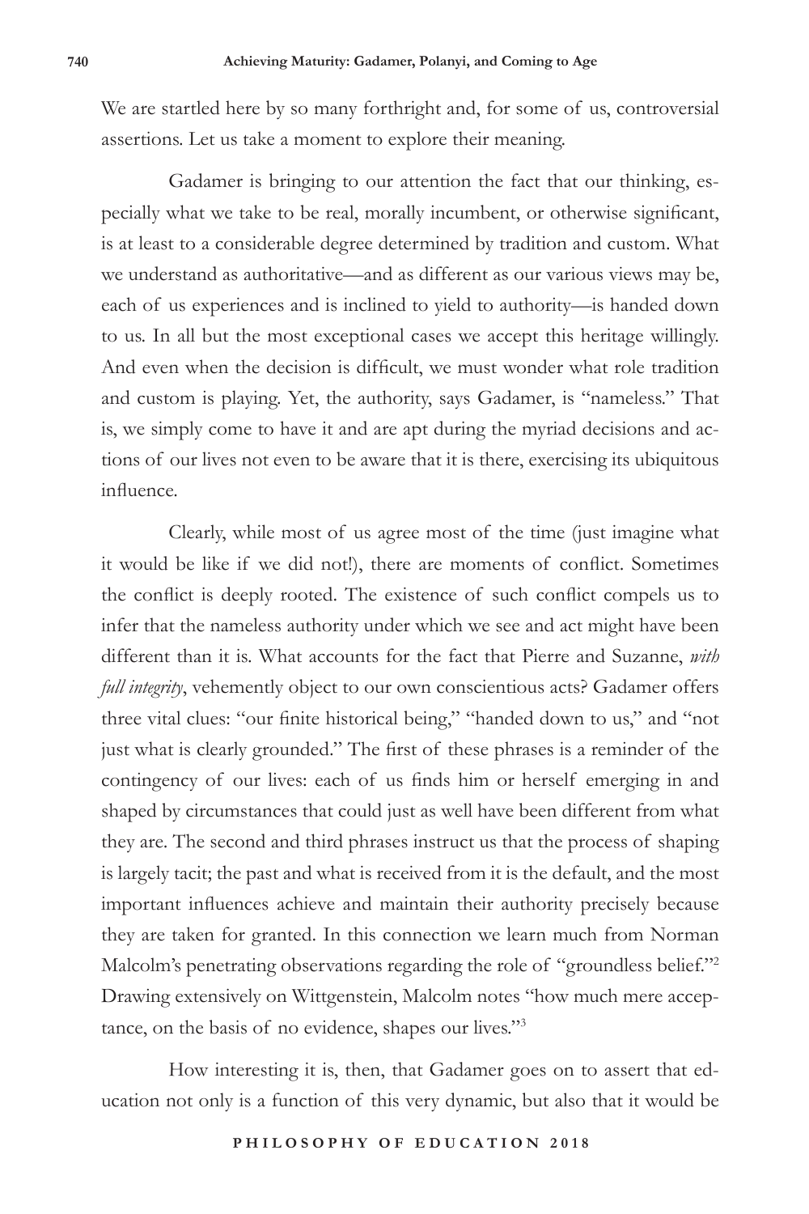We are startled here by so many forthright and, for some of us, controversial assertions. Let us take a moment to explore their meaning.

Gadamer is bringing to our attention the fact that our thinking, especially what we take to be real, morally incumbent, or otherwise significant, is at least to a considerable degree determined by tradition and custom. What we understand as authoritative—and as different as our various views may be, each of us experiences and is inclined to yield to authority—is handed down to us. In all but the most exceptional cases we accept this heritage willingly. And even when the decision is difficult, we must wonder what role tradition and custom is playing. Yet, the authority, says Gadamer, is "nameless." That is, we simply come to have it and are apt during the myriad decisions and actions of our lives not even to be aware that it is there, exercising its ubiquitous influence.

Clearly, while most of us agree most of the time (just imagine what it would be like if we did not!), there are moments of conflict. Sometimes the conflict is deeply rooted. The existence of such conflict compels us to infer that the nameless authority under which we see and act might have been different than it is. What accounts for the fact that Pierre and Suzanne, *with full integrity*, vehemently object to our own conscientious acts? Gadamer offers three vital clues: "our finite historical being," "handed down to us," and "not just what is clearly grounded." The first of these phrases is a reminder of the contingency of our lives: each of us finds him or herself emerging in and shaped by circumstances that could just as well have been different from what they are. The second and third phrases instruct us that the process of shaping is largely tacit; the past and what is received from it is the default, and the most important influences achieve and maintain their authority precisely because they are taken for granted. In this connection we learn much from Norman Malcolm's penetrating observations regarding the role of "groundless belief."[2] Drawing extensively on Wittgenstein, Malcolm notes "how much mere acceptance, on the basis of no evidence, shapes our lives."[3]

How interesting it is, then, that Gadamer goes on to assert that education not only is a function of this very dynamic, but also that it would be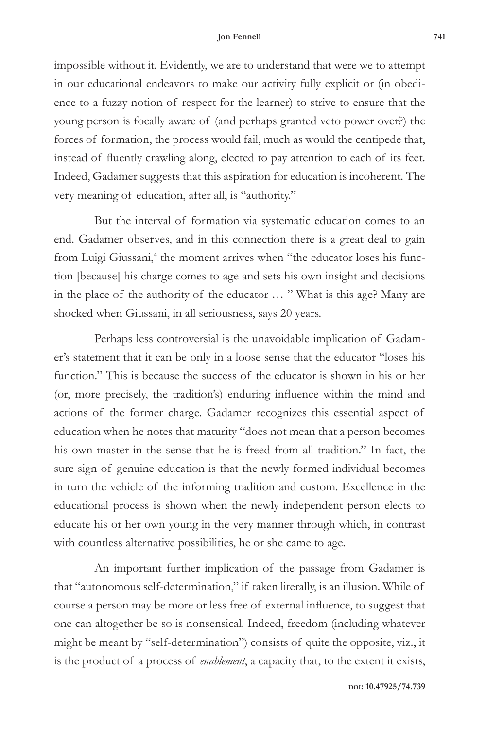impossible without it. Evidently, we are to understand that were we to attempt in our educational endeavors to make our activity fully explicit or (in obedience to a fuzzy notion of respect for the learner) to strive to ensure that the young person is focally aware of (and perhaps granted veto power over?) the forces of formation, the process would fail, much as would the centipede that, instead of fluently crawling along, elected to pay attention to each of its feet. Indeed, Gadamer suggests that this aspiration for education is incoherent. The very meaning of education, after all, is "authority."

But the interval of formation via systematic education comes to an end. Gadamer observes, and in this connection there is a great deal to gain from Luigi Giussani,[4] the moment arrives when "the educator loses his function [because] his charge comes to age and sets his own insight and decisions in the place of the authority of the educator … " What is this age? Many are shocked when Giussani, in all seriousness, says 20 years.

Perhaps less controversial is the unavoidable implication of Gadamer's statement that it can be only in a loose sense that the educator "loses his function." This is because the success of the educator is shown in his or her (or, more precisely, the tradition's) enduring influence within the mind and actions of the former charge. Gadamer recognizes this essential aspect of education when he notes that maturity "does not mean that a person becomes his own master in the sense that he is freed from all tradition." In fact, the sure sign of genuine education is that the newly formed individual becomes in turn the vehicle of the informing tradition and custom. Excellence in the educational process is shown when the newly independent person elects to educate his or her own young in the very manner through which, in contrast with countless alternative possibilities, he or she came to age.

An important further implication of the passage from Gadamer is that "autonomous self-determination," if taken literally, is an illusion. While of course a person may be more or less free of external influence, to suggest that one can altogether be so is nonsensical. Indeed, freedom (including whatever might be meant by "self-determination") consists of quite the opposite, viz., it is the product of a process of *enablement*, a capacity that, to the extent it exists,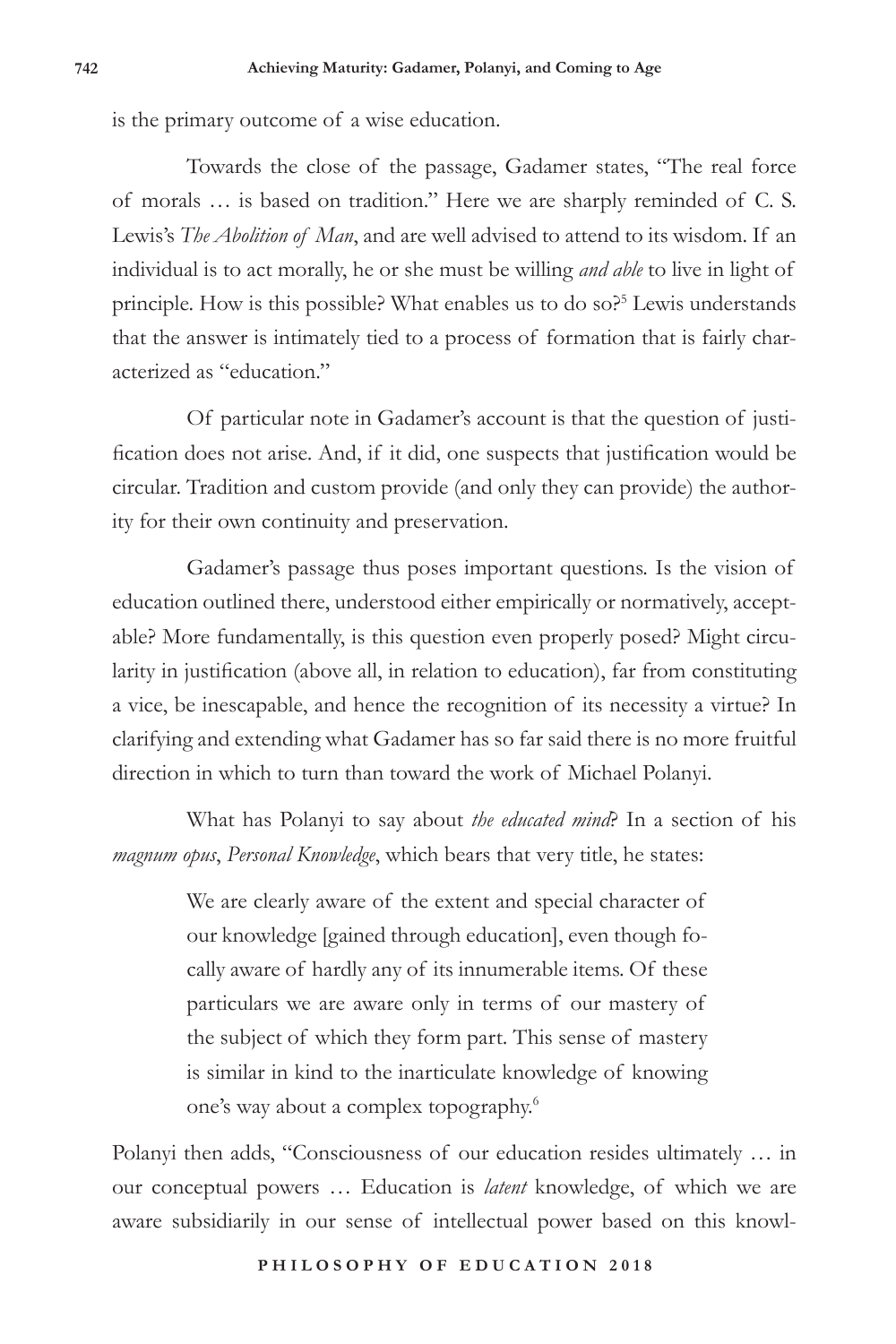is the primary outcome of a wise education.

Towards the close of the passage, Gadamer states, "The real force of morals … is based on tradition." Here we are sharply reminded of C. S. Lewis's *The Abolition of Man*, and are well advised to attend to its wisdom. If an individual is to act morally, he or she must be willing *and able* to live in light of principle. How is this possible? What enables us to do so?[5] Lewis understands that the answer is intimately tied to a process of formation that is fairly characterized as "education."

Of particular note in Gadamer's account is that the question of justification does not arise. And, if it did, one suspects that justification would be circular. Tradition and custom provide (and only they can provide) the authority for their own continuity and preservation.

Gadamer's passage thus poses important questions. Is the vision of education outlined there, understood either empirically or normatively, acceptable? More fundamentally, is this question even properly posed? Might circularity in justification (above all, in relation to education), far from constituting a vice, be inescapable, and hence the recognition of its necessity a virtue? In clarifying and extending what Gadamer has so far said there is no more fruitful direction in which to turn than toward the work of Michael Polanyi.

What has Polanyi to say about *the educated mind*? In a section of his *magnum opus*, *Personal Knowledge*, which bears that very title, he states:

> We are clearly aware of the extent and special character of our knowledge [gained through education], even though focally aware of hardly any of its innumerable items. Of these particulars we are aware only in terms of our mastery of the subject of which they form part. This sense of mastery is similar in kind to the inarticulate knowledge of knowing one's way about a complex topography.[6]

Polanyi then adds, "Consciousness of our education resides ultimately … in our conceptual powers … Education is *latent* knowledge, of which we are aware subsidiarily in our sense of intellectual power based on this knowl-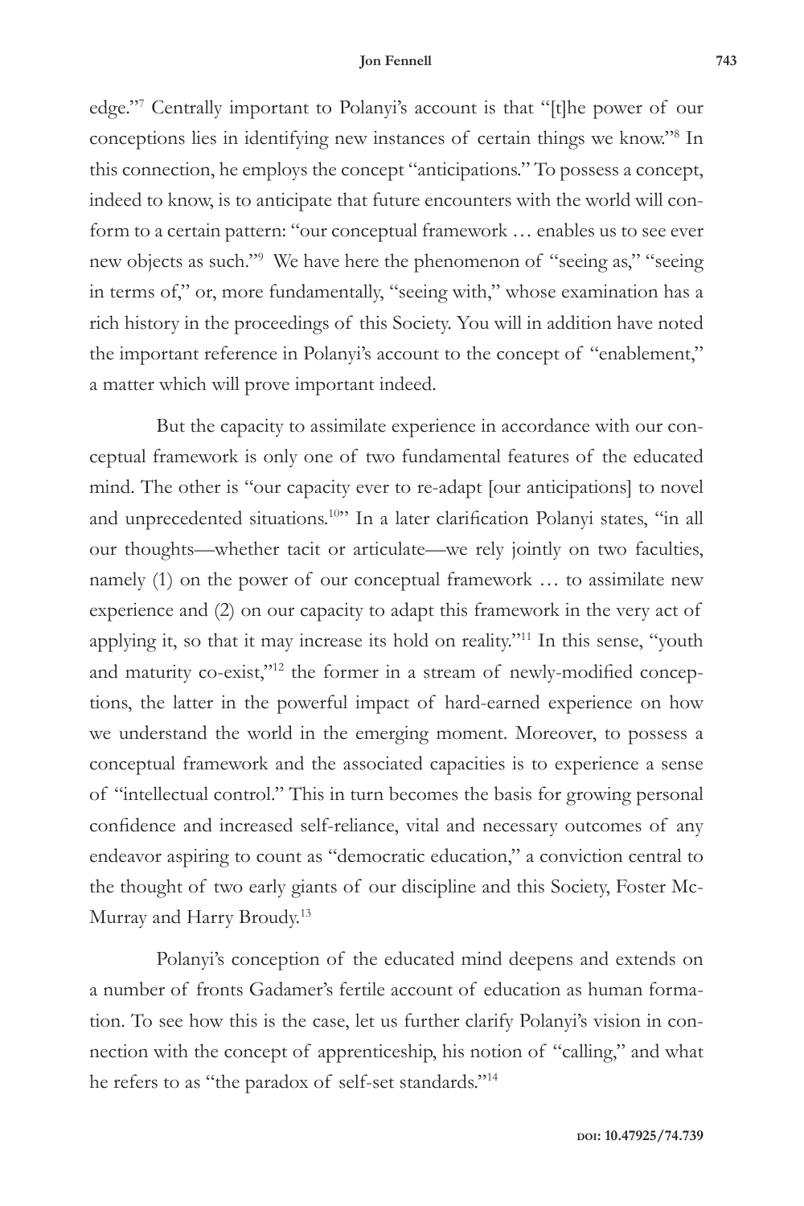edge."[7] Centrally important to Polanyi's account is that "[t]he power of our conceptions lies in identifying new instances of certain things we know."[8] In this connection, he employs the concept "anticipations." To possess a concept, indeed to know, is to anticipate that future encounters with the world will conform to a certain pattern: "our conceptual framework … enables us to see ever new objects as such."[9] We have here the phenomenon of "seeing as," "seeing in terms of," or, more fundamentally, "seeing with," whose examination has a rich history in the proceedings of this Society. You will in addition have noted the important reference in Polanyi's account to the concept of "enablement," a matter which will prove important indeed.

But the capacity to assimilate experience in accordance with our conceptual framework is only one of two fundamental features of the educated mind. The other is "our capacity ever to re-adapt [our anticipations] to novel and unprecedented situations.[10]" In a later clarification Polanyi states, "in all our thoughts—whether tacit or articulate—we rely jointly on two faculties, namely (1) on the power of our conceptual framework … to assimilate new experience and (2) on our capacity to adapt this framework in the very act of applying it, so that it may increase its hold on reality."[11] In this sense, "youth and maturity co-exist,"[12] the former in a stream of newly-modified conceptions, the latter in the powerful impact of hard-earned experience on how we understand the world in the emerging moment. Moreover, to possess a conceptual framework and the associated capacities is to experience a sense of "intellectual control." This in turn becomes the basis for growing personal confidence and increased self-reliance, vital and necessary outcomes of any endeavor aspiring to count as "democratic education," a conviction central to the thought of two early giants of our discipline and this Society, Foster McMurray and Harry Broudy.[13]

Polanyi's conception of the educated mind deepens and extends on a number of fronts Gadamer's fertile account of education as human formation. To see how this is the case, let us further clarify Polanyi's vision in connection with the concept of apprenticeship, his notion of "calling," and what he refers to as "the paradox of self-set standards."[14]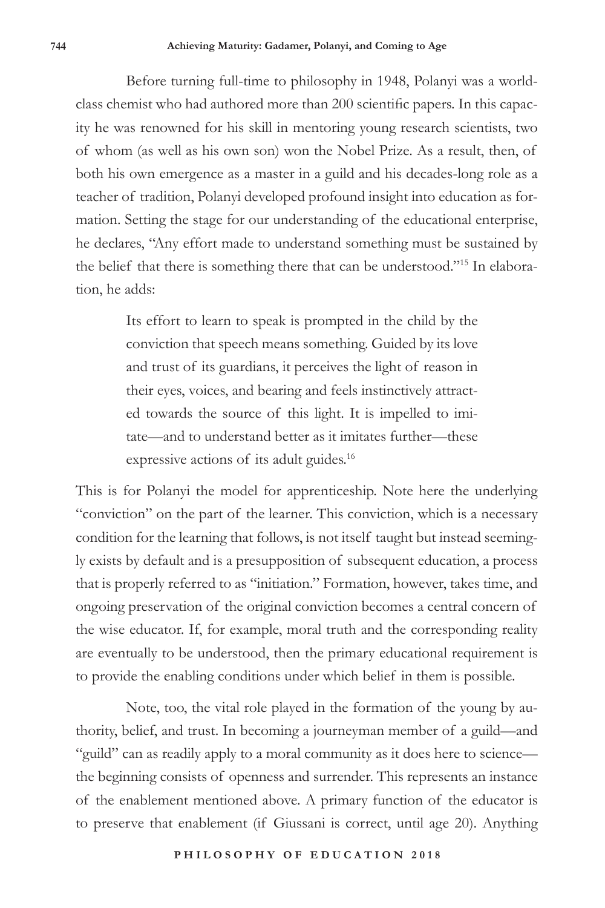Before turning full-time to philosophy in 1948, Polanyi was a world-class chemist who had authored more than 200 scientific papers. In this capacity he was renowned for his skill in mentoring young research scientists, two of whom (as well as his own son) won the Nobel Prize. As a result, then, of both his own emergence as a master in a guild and his decades-long role as a teacher of tradition, Polanyi developed profound insight into education as formation. Setting the stage for our understanding of the educational enterprise, he declares, "Any effort made to understand something must be sustained by the belief that there is something there that can be understood."[15] In elaboration, he adds:

> Its effort to learn to speak is prompted in the child by the conviction that speech means something. Guided by its love and trust of its guardians, it perceives the light of reason in their eyes, voices, and bearing and feels instinctively attracted towards the source of this light. It is impelled to imitate—and to understand better as it imitates further—these expressive actions of its adult guides.[16]

This is for Polanyi the model for apprenticeship. Note here the underlying "conviction" on the part of the learner. This conviction, which is a necessary condition for the learning that follows, is not itself taught but instead seemingly exists by default and is a presupposition of subsequent education, a process that is properly referred to as "initiation." Formation, however, takes time, and ongoing preservation of the original conviction becomes a central concern of the wise educator. If, for example, moral truth and the corresponding reality are eventually to be understood, then the primary educational requirement is to provide the enabling conditions under which belief in them is possible.

Note, too, the vital role played in the formation of the young by authority, belief, and trust. In becoming a journeyman member of a guild—and "guild" can as readily apply to a moral community as it does here to science—the beginning consists of openness and surrender. This represents an instance of the enablement mentioned above. A primary function of the educator is to preserve that enablement (if Giussani is correct, until age 20). Anything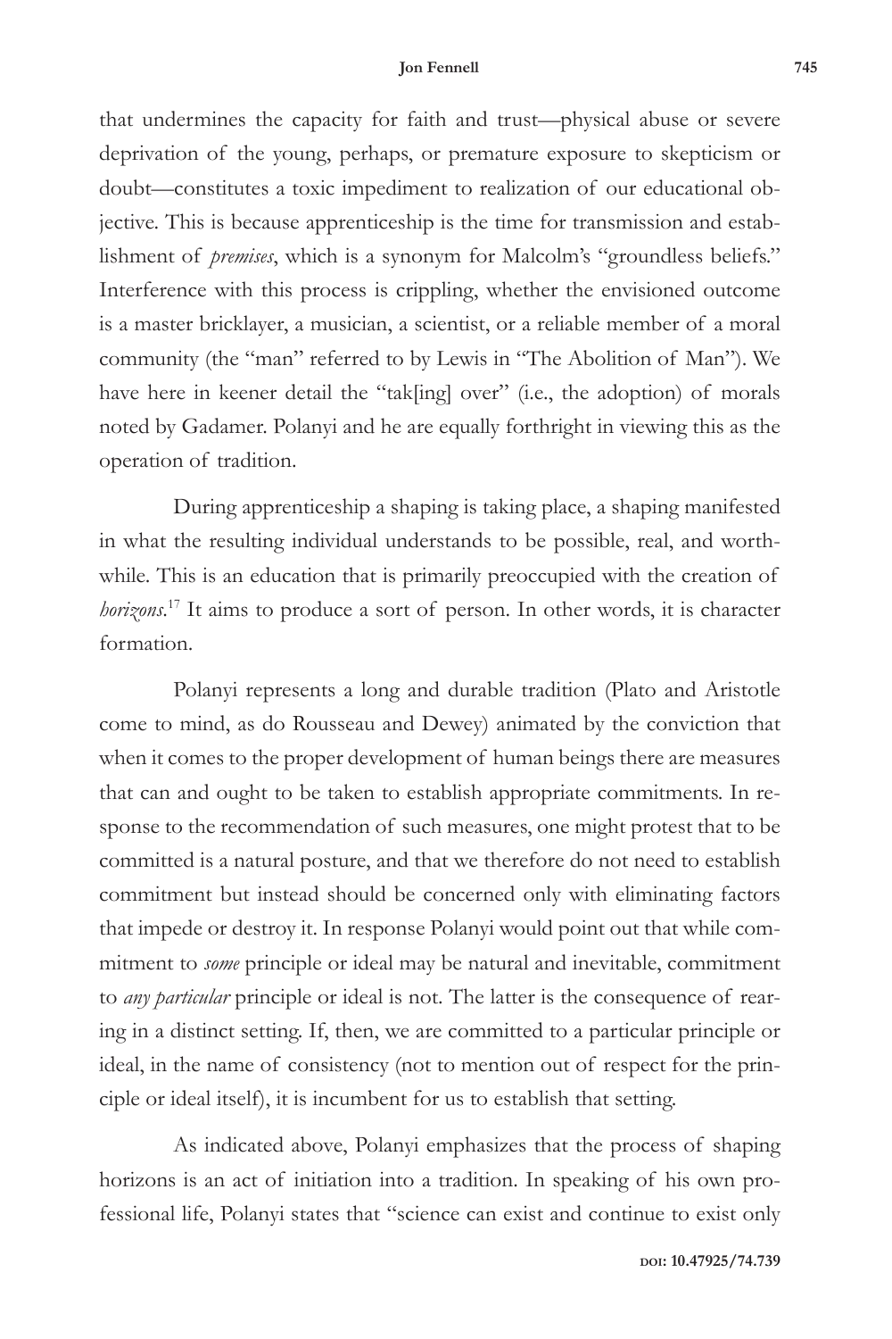that undermines the capacity for faith and trust—physical abuse or severe deprivation of the young, perhaps, or premature exposure to skepticism or doubt—constitutes a toxic impediment to realization of our educational objective. This is because apprenticeship is the time for transmission and establishment of *premises*, which is a synonym for Malcolm's "groundless beliefs." Interference with this process is crippling, whether the envisioned outcome is a master bricklayer, a musician, a scientist, or a reliable member of a moral community (the "man" referred to by Lewis in "The Abolition of Man"). We have here in keener detail the "tak[ing] over" (i.e., the adoption) of morals noted by Gadamer. Polanyi and he are equally forthright in viewing this as the operation of tradition.

During apprenticeship a shaping is taking place, a shaping manifested in what the resulting individual understands to be possible, real, and worthwhile. This is an education that is primarily preoccupied with the creation of *horizons*.[17] It aims to produce a sort of person. In other words, it is character formation.

Polanyi represents a long and durable tradition (Plato and Aristotle come to mind, as do Rousseau and Dewey) animated by the conviction that when it comes to the proper development of human beings there are measures that can and ought to be taken to establish appropriate commitments. In response to the recommendation of such measures, one might protest that to be committed is a natural posture, and that we therefore do not need to establish commitment but instead should be concerned only with eliminating factors that impede or destroy it. In response Polanyi would point out that while commitment to *some* principle or ideal may be natural and inevitable, commitment to *any particular* principle or ideal is not. The latter is the consequence of rearing in a distinct setting. If, then, we are committed to a particular principle or ideal, in the name of consistency (not to mention out of respect for the principle or ideal itself), it is incumbent for us to establish that setting.

As indicated above, Polanyi emphasizes that the process of shaping horizons is an act of initiation into a tradition. In speaking of his own professional life, Polanyi states that "science can exist and continue to exist only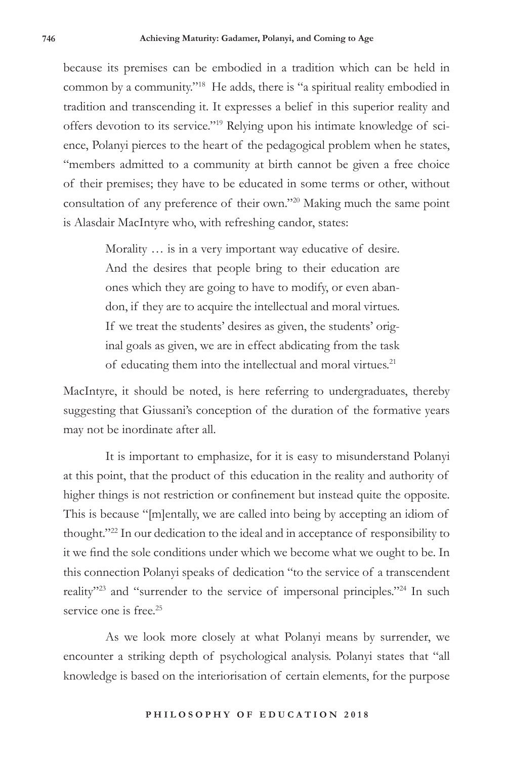because its premises can be embodied in a tradition which can be held in common by a community."[18] He adds, there is "a spiritual reality embodied in tradition and transcending it. It expresses a belief in this superior reality and offers devotion to its service."[19] Relying upon his intimate knowledge of science, Polanyi pierces to the heart of the pedagogical problem when he states, "members admitted to a community at birth cannot be given a free choice of their premises; they have to be educated in some terms or other, without consultation of any preference of their own."[20] Making much the same point is Alasdair MacIntyre who, with refreshing candor, states:

> Morality … is in a very important way educative of desire. And the desires that people bring to their education are ones which they are going to have to modify, or even abandon, if they are to acquire the intellectual and moral virtues. If we treat the students' desires as given, the students' original goals as given, we are in effect abdicating from the task of educating them into the intellectual and moral virtues.[21]

MacIntyre, it should be noted, is here referring to undergraduates, thereby suggesting that Giussani's conception of the duration of the formative years may not be inordinate after all.

It is important to emphasize, for it is easy to misunderstand Polanyi at this point, that the product of this education in the reality and authority of higher things is not restriction or confinement but instead quite the opposite. This is because "[m]entally, we are called into being by accepting an idiom of thought."[22] In our dedication to the ideal and in acceptance of responsibility to it we find the sole conditions under which we become what we ought to be. In this connection Polanyi speaks of dedication "to the service of a transcendent reality"[23] and "surrender to the service of impersonal principles."[24] In such service one is free.[25]

As we look more closely at what Polanyi means by surrender, we encounter a striking depth of psychological analysis. Polanyi states that "all knowledge is based on the interiorisation of certain elements, for the purpose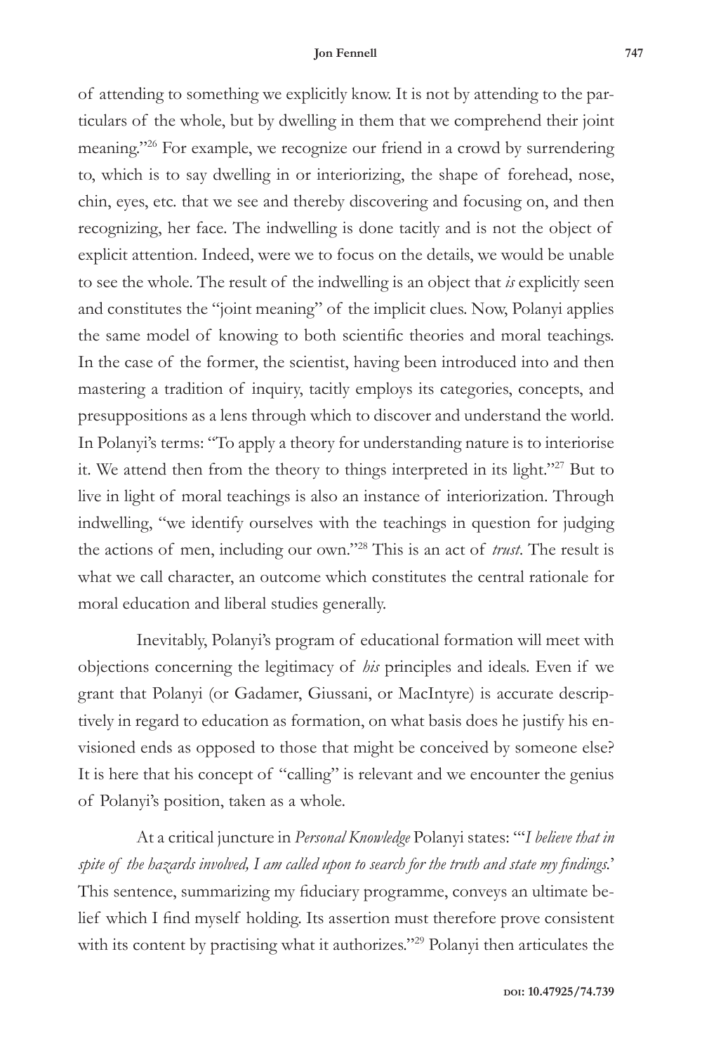of attending to something we explicitly know. It is not by attending to the particulars of the whole, but by dwelling in them that we comprehend their joint meaning."[26] For example, we recognize our friend in a crowd by surrendering to, which is to say dwelling in or interiorizing, the shape of forehead, nose, chin, eyes, etc. that we see and thereby discovering and focusing on, and then recognizing, her face. The indwelling is done tacitly and is not the object of explicit attention. Indeed, were we to focus on the details, we would be unable to see the whole. The result of the indwelling is an object that *is* explicitly seen and constitutes the "joint meaning" of the implicit clues. Now, Polanyi applies the same model of knowing to both scientific theories and moral teachings. In the case of the former, the scientist, having been introduced into and then mastering a tradition of inquiry, tacitly employs its categories, concepts, and presuppositions as a lens through which to discover and understand the world. In Polanyi's terms: "To apply a theory for understanding nature is to interiorise it. We attend then from the theory to things interpreted in its light."[27] But to live in light of moral teachings is also an instance of interiorization. Through indwelling, "we identify ourselves with the teachings in question for judging the actions of men, including our own."[28] This is an act of *trust*. The result is what we call character, an outcome which constitutes the central rationale for moral education and liberal studies generally.

Inevitably, Polanyi's program of educational formation will meet with objections concerning the legitimacy of *his* principles and ideals. Even if we grant that Polanyi (or Gadamer, Giussani, or MacIntyre) is accurate descriptively in regard to education as formation, on what basis does he justify his envisioned ends as opposed to those that might be conceived by someone else? It is here that his concept of "calling" is relevant and we encounter the genius of Polanyi's position, taken as a whole.

At a critical juncture in *Personal Knowledge* Polanyi states: "'*I believe that in spite of the hazards involved, I am called upon to search for the truth and state my findings.*' This sentence, summarizing my fiduciary programme, conveys an ultimate belief which I find myself holding. Its assertion must therefore prove consistent with its content by practising what it authorizes."[29] Polanyi then articulates the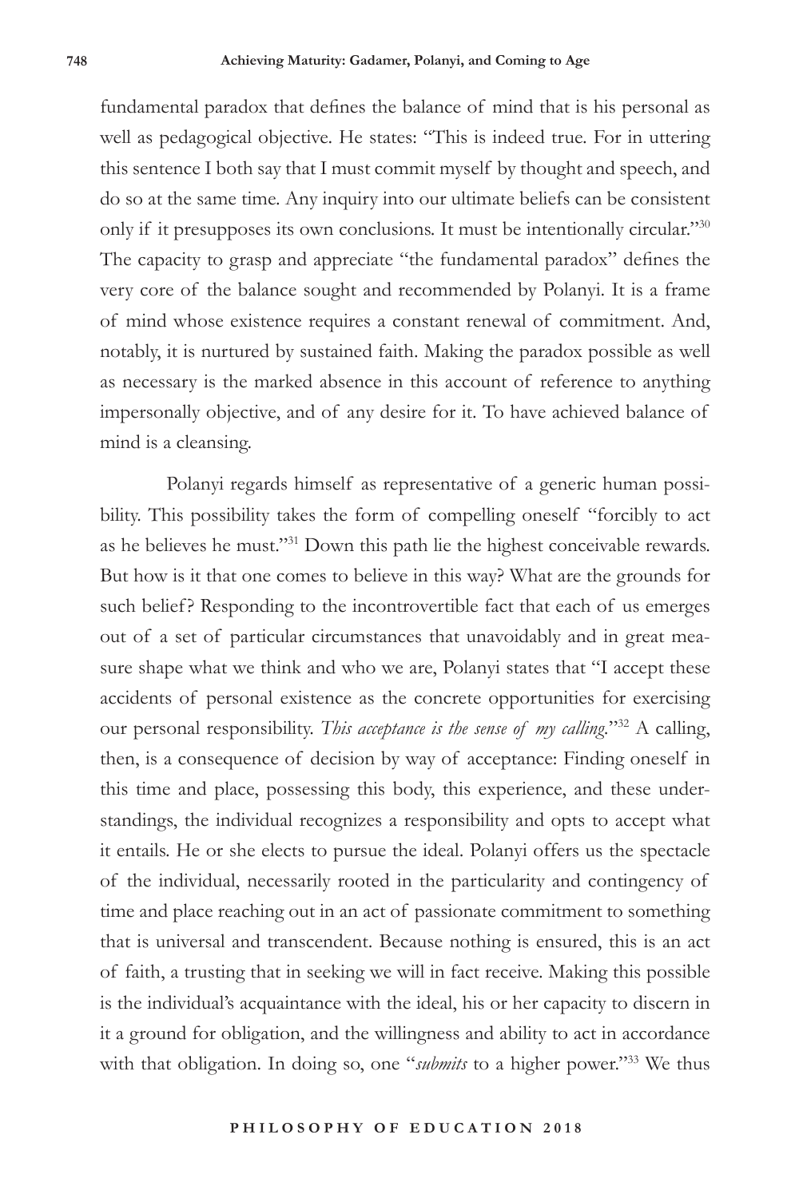fundamental paradox that defines the balance of mind that is his personal as well as pedagogical objective. He states: "This is indeed true. For in uttering this sentence I both say that I must commit myself by thought and speech, and do so at the same time. Any inquiry into our ultimate beliefs can be consistent only if it presupposes its own conclusions. It must be intentionally circular."[30] The capacity to grasp and appreciate "the fundamental paradox" defines the very core of the balance sought and recommended by Polanyi. It is a frame of mind whose existence requires a constant renewal of commitment. And, notably, it is nurtured by sustained faith. Making the paradox possible as well as necessary is the marked absence in this account of reference to anything impersonally objective, and of any desire for it. To have achieved balance of mind is a cleansing.

Polanyi regards himself as representative of a generic human possibility. This possibility takes the form of compelling oneself "forcibly to act as he believes he must."[31] Down this path lie the highest conceivable rewards. But how is it that one comes to believe in this way? What are the grounds for such belief? Responding to the incontrovertible fact that each of us emerges out of a set of particular circumstances that unavoidably and in great measure shape what we think and who we are, Polanyi states that "I accept these accidents of personal existence as the concrete opportunities for exercising our personal responsibility. *This acceptance is the sense of my calling*."[32] A calling, then, is a consequence of decision by way of acceptance: Finding oneself in this time and place, possessing this body, this experience, and these understandings, the individual recognizes a responsibility and opts to accept what it entails. He or she elects to pursue the ideal. Polanyi offers us the spectacle of the individual, necessarily rooted in the particularity and contingency of time and place reaching out in an act of passionate commitment to something that is universal and transcendent. Because nothing is ensured, this is an act of faith, a trusting that in seeking we will in fact receive. Making this possible is the individual's acquaintance with the ideal, his or her capacity to discern in it a ground for obligation, and the willingness and ability to act in accordance with that obligation. In doing so, one "*submits* to a higher power."[33] We thus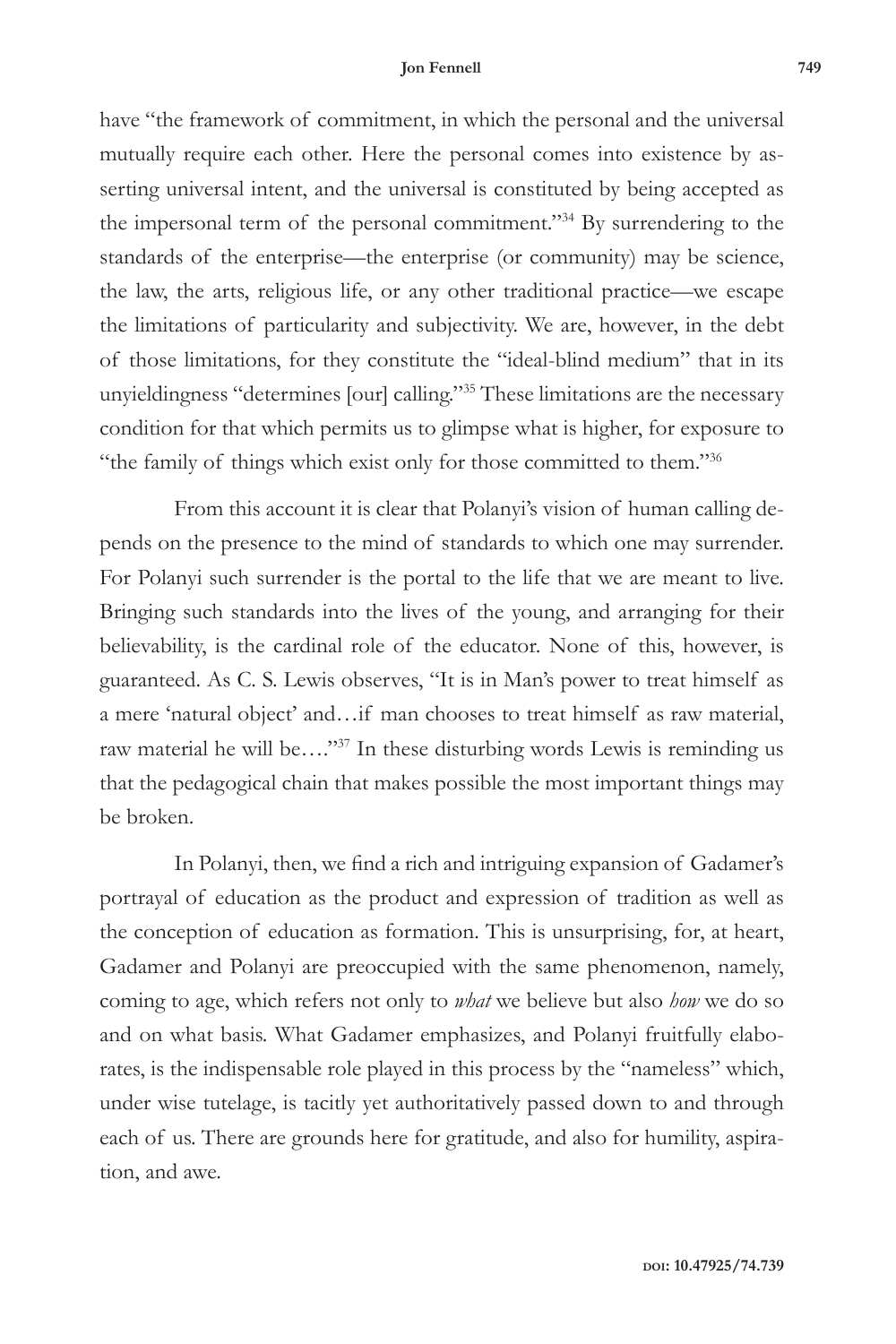have "the framework of commitment, in which the personal and the universal mutually require each other. Here the personal comes into existence by asserting universal intent, and the universal is constituted by being accepted as the impersonal term of the personal commitment."[34] By surrendering to the standards of the enterprise—the enterprise (or community) may be science, the law, the arts, religious life, or any other traditional practice—we escape the limitations of particularity and subjectivity. We are, however, in the debt of those limitations, for they constitute the "ideal-blind medium" that in its unyieldingness "determines [our] calling."[35] These limitations are the necessary condition for that which permits us to glimpse what is higher, for exposure to "the family of things which exist only for those committed to them."[36]

From this account it is clear that Polanyi's vision of human calling depends on the presence to the mind of standards to which one may surrender. For Polanyi such surrender is the portal to the life that we are meant to live. Bringing such standards into the lives of the young, and arranging for their believability, is the cardinal role of the educator. None of this, however, is guaranteed. As C. S. Lewis observes, "It is in Man's power to treat himself as a mere 'natural object' and…if man chooses to treat himself as raw material, raw material he will be…."[37] In these disturbing words Lewis is reminding us that the pedagogical chain that makes possible the most important things may be broken.

In Polanyi, then, we find a rich and intriguing expansion of Gadamer's portrayal of education as the product and expression of tradition as well as the conception of education as formation. This is unsurprising, for, at heart, Gadamer and Polanyi are preoccupied with the same phenomenon, namely, coming to age, which refers not only to *what* we believe but also *how* we do so and on what basis. What Gadamer emphasizes, and Polanyi fruitfully elaborates, is the indispensable role played in this process by the "nameless" which, under wise tutelage, is tacitly yet authoritatively passed down to and through each of us. There are grounds here for gratitude, and also for humility, aspiration, and awe.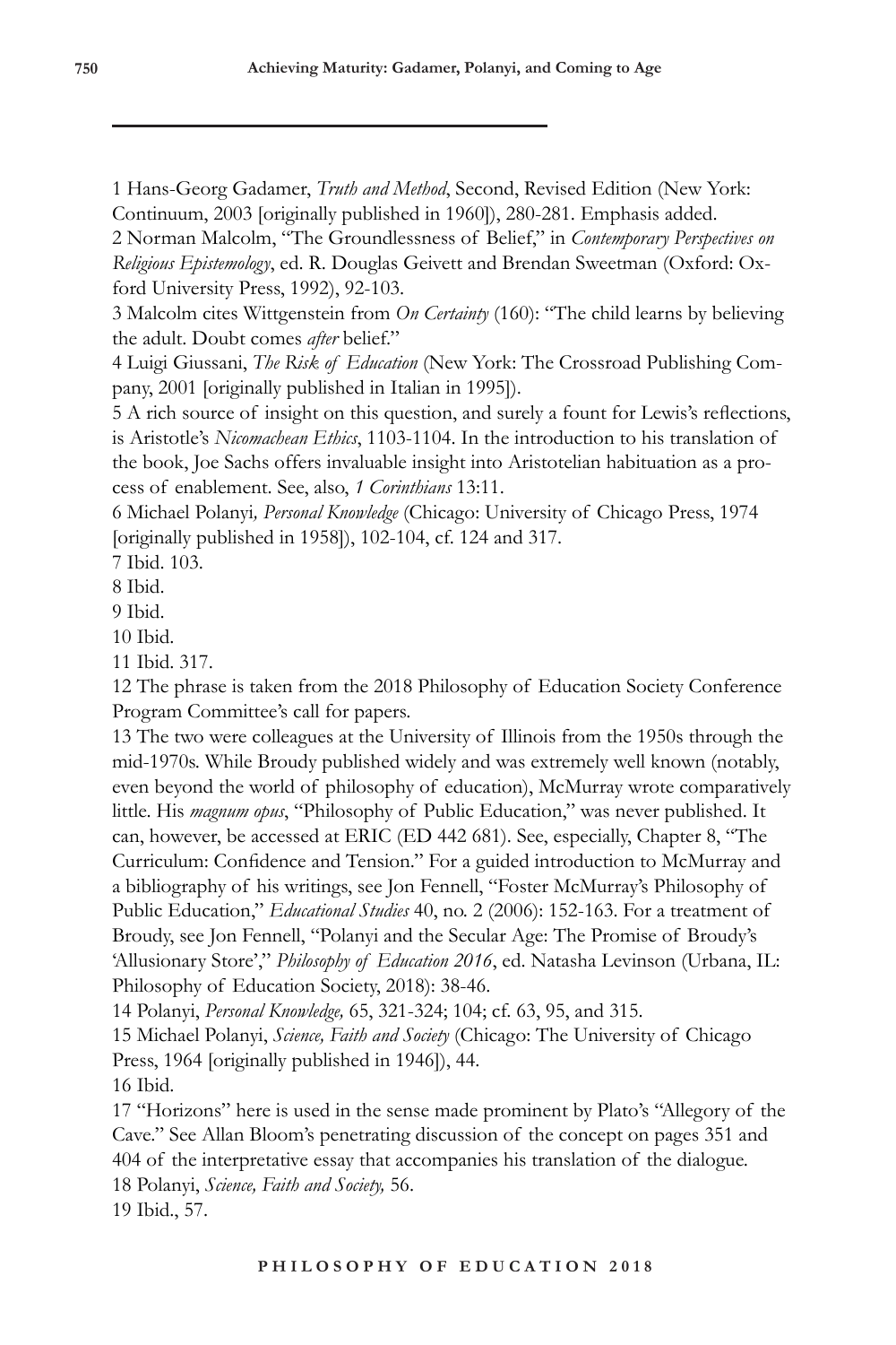1 Hans-Georg Gadamer, *Truth and Method*, Second, Revised Edition (New York: Continuum, 2003 [originally published in 1960]), 280-281. Emphasis added.

2 Norman Malcolm, "The Groundlessness of Belief," in *Contemporary Perspectives on Religious Epistemology*, ed. R. Douglas Geivett and Brendan Sweetman (Oxford: Oxford University Press, 1992), 92-103.

3 Malcolm cites Wittgenstein from *On Certainty* (160): "The child learns by believing the adult. Doubt comes *after* belief."

4 Luigi Giussani, *The Risk of Education* (New York: The Crossroad Publishing Company, 2001 [originally published in Italian in 1995]).

5 A rich source of insight on this question, and surely a fount for Lewis's reflections, is Aristotle's *Nicomachean Ethics*, 1103-1104. In the introduction to his translation of the book, Joe Sachs offers invaluable insight into Aristotelian habituation as a process of enablement. See, also, *1 Corinthians* 13:11.

6 Michael Polanyi*, Personal Knowledge* (Chicago: University of Chicago Press, 1974 [originally published in 1958]), 102-104, cf. 124 and 317.

7 Ibid. 103.

8 Ibid.

9 Ibid.

10 Ibid.

11 Ibid. 317.

12 The phrase is taken from the 2018 Philosophy of Education Society Conference Program Committee's call for papers.

13 The two were colleagues at the University of Illinois from the 1950s through the mid-1970s. While Broudy published widely and was extremely well known (notably, even beyond the world of philosophy of education), McMurray wrote comparatively little. His *magnum opus*, "Philosophy of Public Education," was never published. It can, however, be accessed at ERIC (ED 442 681). See, especially, Chapter 8, "The Curriculum: Confidence and Tension." For a guided introduction to McMurray and a bibliography of his writings, see Jon Fennell, "Foster McMurray's Philosophy of Public Education," *Educational Studies* 40, no. 2 (2006): 152-163. For a treatment of Broudy, see Jon Fennell, "Polanyi and the Secular Age: The Promise of Broudy's 'Allusionary Store'," *Philosophy of Education 2016*, ed. Natasha Levinson (Urbana, IL: Philosophy of Education Society, 2018): 38-46.

14 Polanyi, *Personal Knowledge,* 65, 321-324; 104; cf. 63, 95, and 315.

15 Michael Polanyi, *Science, Faith and Society* (Chicago: The University of Chicago Press, 1964 [originally published in 1946]), 44.

16 Ibid.

17 "Horizons" here is used in the sense made prominent by Plato's "Allegory of the Cave." See Allan Bloom's penetrating discussion of the concept on pages 351 and 404 of the interpretative essay that accompanies his translation of the dialogue.

18 Polanyi, *Science, Faith and Society,* 56.

19 Ibid., 57.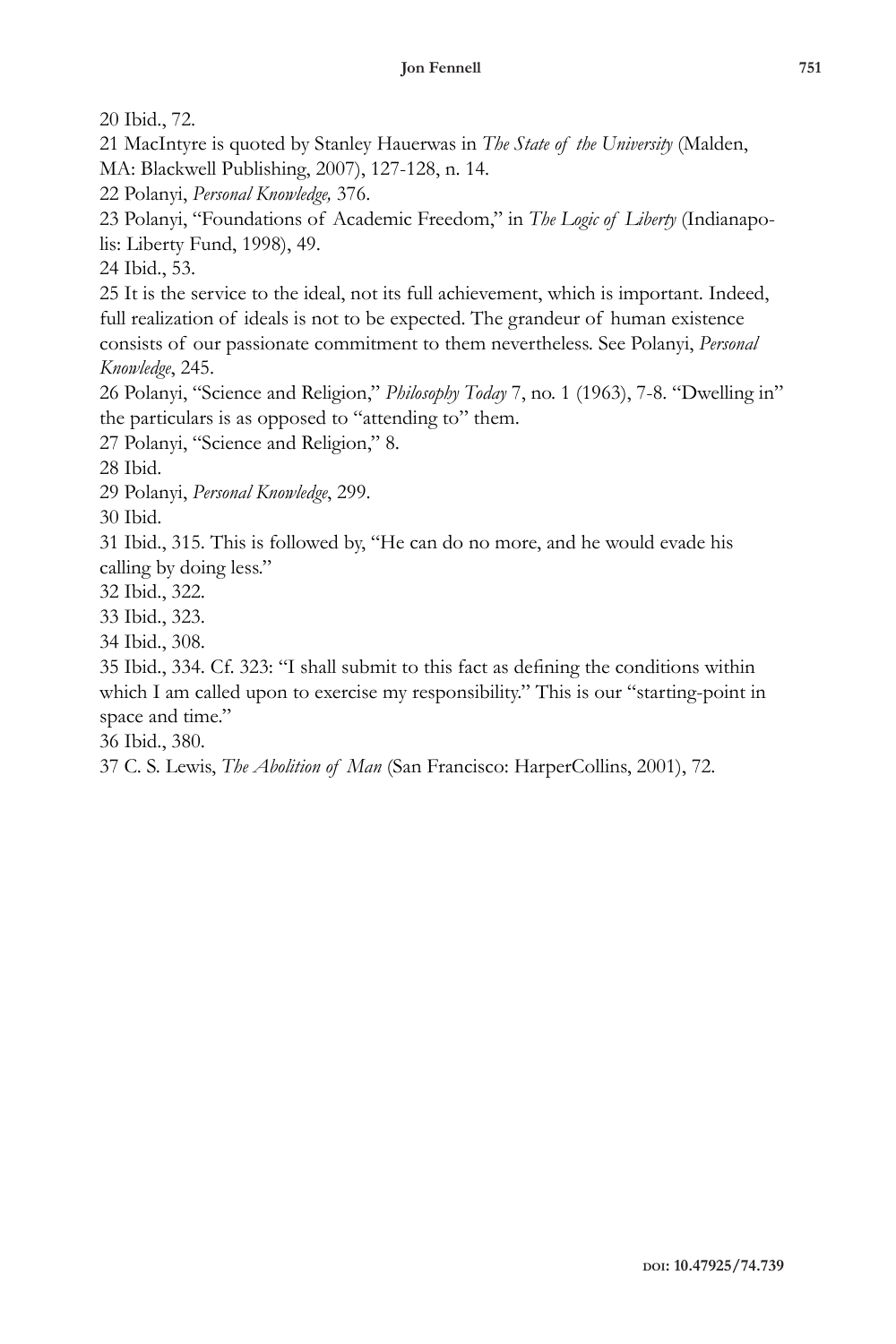20 Ibid., 72.

21 MacIntyre is quoted by Stanley Hauerwas in *The State of the University* (Malden, MA: Blackwell Publishing, 2007), 127-128, n. 14.

22 Polanyi, *Personal Knowledge,* 376.

23 Polanyi, "Foundations of Academic Freedom," in *The Logic of Liberty* (Indianapolis: Liberty Fund, 1998), 49.

24 Ibid., 53.

25 It is the service to the ideal, not its full achievement, which is important. Indeed, full realization of ideals is not to be expected. The grandeur of human existence consists of our passionate commitment to them nevertheless. See Polanyi, *Personal Knowledge*, 245.

26 Polanyi, "Science and Religion," *Philosophy Today* 7, no. 1 (1963), 7-8. "Dwelling in" the particulars is as opposed to "attending to" them.

27 Polanyi, "Science and Religion," 8.

28 Ibid.

29 Polanyi, *Personal Knowledge*, 299.

30 Ibid.

31 Ibid., 315. This is followed by, "He can do no more, and he would evade his calling by doing less."

32 Ibid., 322.

33 Ibid., 323.

34 Ibid., 308.

35 Ibid., 334. Cf. 323: "I shall submit to this fact as defining the conditions within which I am called upon to exercise my responsibility." This is our "starting-point in space and time."

36 Ibid., 380.

37 C. S. Lewis, *The Abolition of Man* (San Francisco: HarperCollins, 2001), 72.

DOI: 10.47925/74.739